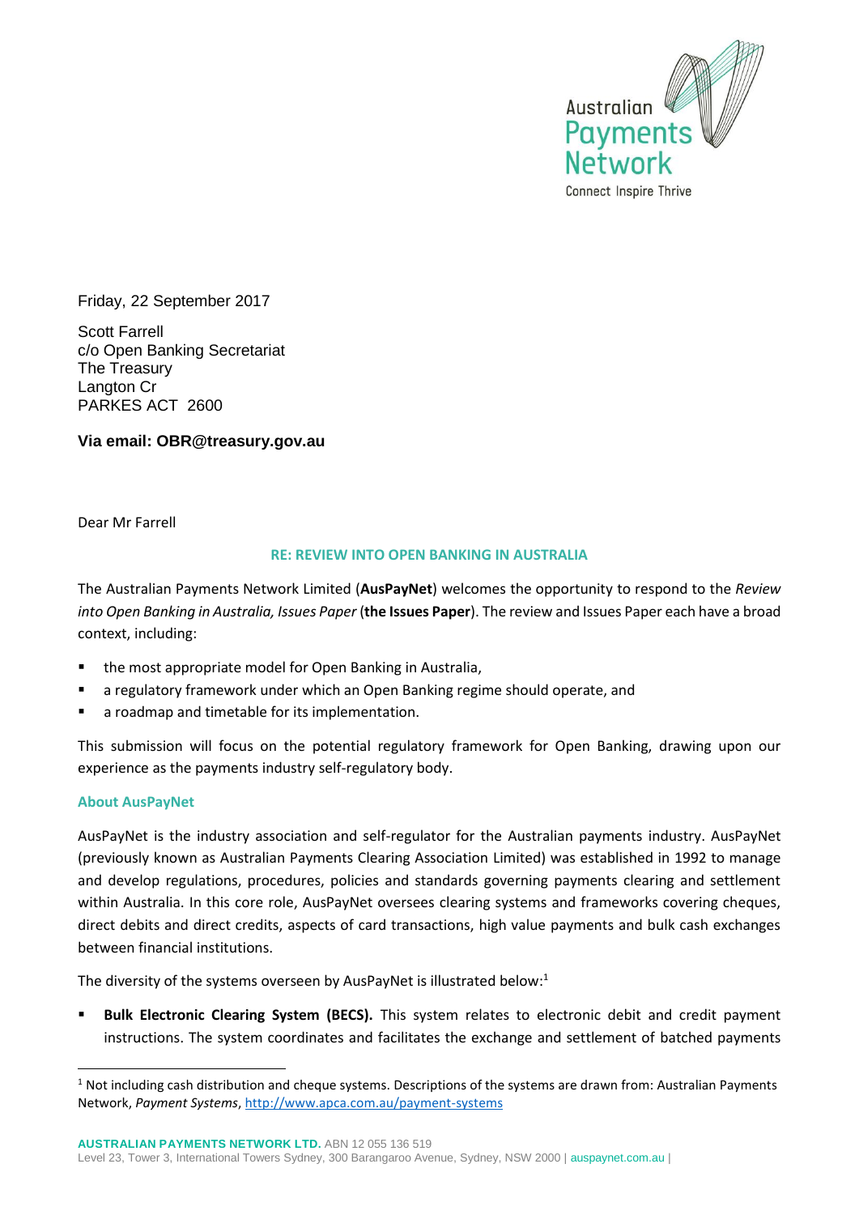Australian Payments Network
Connect Inspire Thrive

Friday, 22 September 2017

Scott Farrell
c/o Open Banking Secretariat
The Treasury
Langton Cr
PARKES ACT 2600

**Via email: OBR@treasury.gov.au**

Dear Mr Farrell

**RE: REVIEW INTO OPEN BANKING IN AUSTRALIA**

The Australian Payments Network Limited (**AusPayNet**) welcomes the opportunity to respond to the *Review into Open Banking in Australia, Issues Paper* (**the Issues Paper**). The review and Issues Paper each have a broad context, including:

- the most appropriate model for Open Banking in Australia,
- a regulatory framework under which an Open Banking regime should operate, and
- a roadmap and timetable for its implementation.

This submission will focus on the potential regulatory framework for Open Banking, drawing upon our experience as the payments industry self-regulatory body.

### About AusPayNet

AusPayNet is the industry association and self-regulator for the Australian payments industry. AusPayNet (previously known as Australian Payments Clearing Association Limited) was established in 1992 to manage and develop regulations, procedures, policies and standards governing payments clearing and settlement within Australia. In this core role, AusPayNet oversees clearing systems and frameworks covering cheques, direct debits and direct credits, aspects of card transactions, high value payments and bulk cash exchanges between financial institutions.

The diversity of the systems overseen by AusPayNet is illustrated below:[1]

- **Bulk Electronic Clearing System (BECS).** This system relates to electronic debit and credit payment instructions. The system coordinates and facilitates the exchange and settlement of batched payments

[1] Not including cash distribution and cheque systems. Descriptions of the systems are drawn from: Australian Payments Network, *Payment Systems*, http://www.apca.com.au/payment-systems

**AUSTRALIAN PAYMENTS NETWORK LTD.** ABN 12 055 136 519
Level 23, Tower 3, International Towers Sydney, 300 Barangaroo Avenue, Sydney, NSW 2000 | auspaynet.com.au |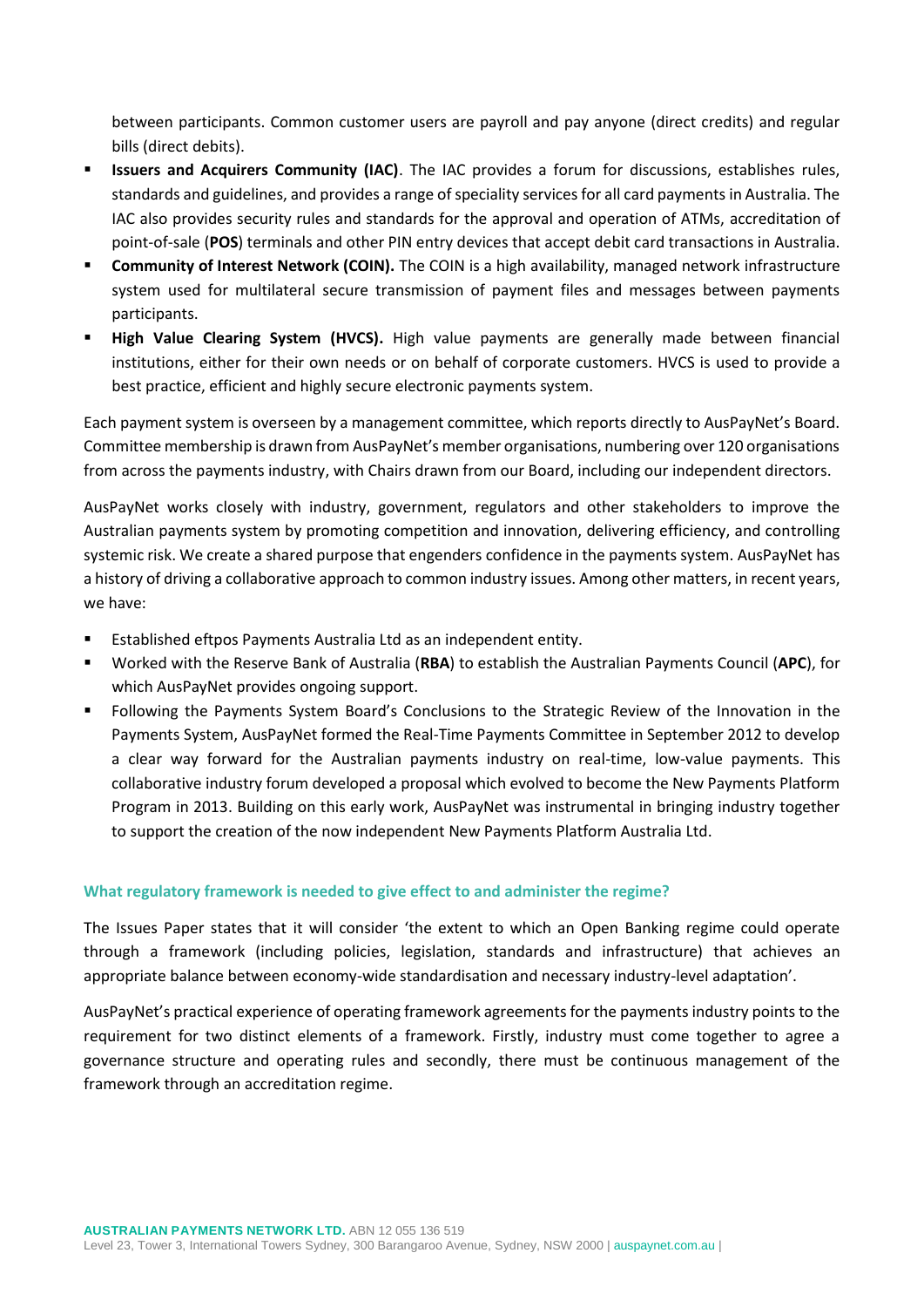between participants. Common customer users are payroll and pay anyone (direct credits) and regular bills (direct debits).

- **Issuers and Acquirers Community (IAC)**. The IAC provides a forum for discussions, establishes rules, standards and guidelines, and provides a range of speciality services for all card payments in Australia. The IAC also provides security rules and standards for the approval and operation of ATMs, accreditation of point-of-sale (**POS**) terminals and other PIN entry devices that accept debit card transactions in Australia.
- **Community of Interest Network (COIN).** The COIN is a high availability, managed network infrastructure system used for multilateral secure transmission of payment files and messages between payments participants.
- **High Value Clearing System (HVCS).** High value payments are generally made between financial institutions, either for their own needs or on behalf of corporate customers. HVCS is used to provide a best practice, efficient and highly secure electronic payments system.

Each payment system is overseen by a management committee, which reports directly to AusPayNet's Board. Committee membership is drawn from AusPayNet's member organisations, numbering over 120 organisations from across the payments industry, with Chairs drawn from our Board, including our independent directors.

AusPayNet works closely with industry, government, regulators and other stakeholders to improve the Australian payments system by promoting competition and innovation, delivering efficiency, and controlling systemic risk. We create a shared purpose that engenders confidence in the payments system. AusPayNet has a history of driving a collaborative approach to common industry issues. Among other matters, in recent years, we have:

- Established eftpos Payments Australia Ltd as an independent entity.
- Worked with the Reserve Bank of Australia (**RBA**) to establish the Australian Payments Council (**APC**), for which AusPayNet provides ongoing support.
- Following the Payments System Board's Conclusions to the Strategic Review of the Innovation in the Payments System, AusPayNet formed the Real-Time Payments Committee in September 2012 to develop a clear way forward for the Australian payments industry on real-time, low-value payments. This collaborative industry forum developed a proposal which evolved to become the New Payments Platform Program in 2013. Building on this early work, AusPayNet was instrumental in bringing industry together to support the creation of the now independent New Payments Platform Australia Ltd.

### What regulatory framework is needed to give effect to and administer the regime?

The Issues Paper states that it will consider 'the extent to which an Open Banking regime could operate through a framework (including policies, legislation, standards and infrastructure) that achieves an appropriate balance between economy-wide standardisation and necessary industry-level adaptation'.

AusPayNet's practical experience of operating framework agreements for the payments industry points to the requirement for two distinct elements of a framework. Firstly, industry must come together to agree a governance structure and operating rules and secondly, there must be continuous management of the framework through an accreditation regime.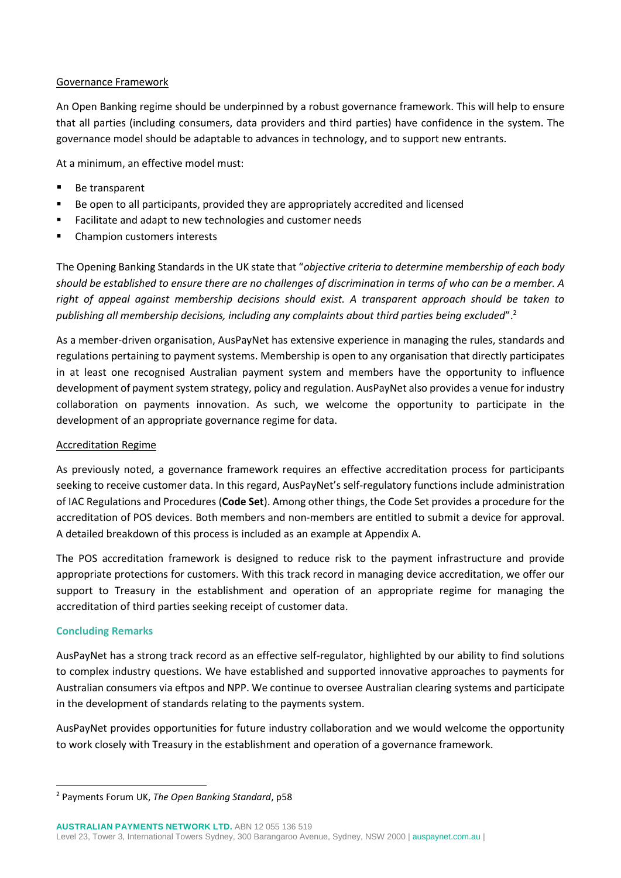Governance Framework

An Open Banking regime should be underpinned by a robust governance framework. This will help to ensure that all parties (including consumers, data providers and third parties) have confidence in the system. The governance model should be adaptable to advances in technology, and to support new entrants.

At a minimum, an effective model must:

- Be transparent
- Be open to all participants, provided they are appropriately accredited and licensed
- Facilitate and adapt to new technologies and customer needs
- Champion customers interests

The Opening Banking Standards in the UK state that "*objective criteria to determine membership of each body should be established to ensure there are no challenges of discrimination in terms of who can be a member. A right of appeal against membership decisions should exist. A transparent approach should be taken to publishing all membership decisions, including any complaints about third parties being excluded*".[2]

As a member-driven organisation, AusPayNet has extensive experience in managing the rules, standards and regulations pertaining to payment systems. Membership is open to any organisation that directly participates in at least one recognised Australian payment system and members have the opportunity to influence development of payment system strategy, policy and regulation. AusPayNet also provides a venue for industry collaboration on payments innovation. As such, we welcome the opportunity to participate in the development of an appropriate governance regime for data.

Accreditation Regime

As previously noted, a governance framework requires an effective accreditation process for participants seeking to receive customer data. In this regard, AusPayNet's self-regulatory functions include administration of IAC Regulations and Procedures (**Code Set**). Among other things, the Code Set provides a procedure for the accreditation of POS devices. Both members and non-members are entitled to submit a device for approval. A detailed breakdown of this process is included as an example at Appendix A.

The POS accreditation framework is designed to reduce risk to the payment infrastructure and provide appropriate protections for customers. With this track record in managing device accreditation, we offer our support to Treasury in the establishment and operation of an appropriate regime for managing the accreditation of third parties seeking receipt of customer data.

## Concluding Remarks

AusPayNet has a strong track record as an effective self-regulator, highlighted by our ability to find solutions to complex industry questions. We have established and supported innovative approaches to payments for Australian consumers via eftpos and NPP. We continue to oversee Australian clearing systems and participate in the development of standards relating to the payments system.

AusPayNet provides opportunities for future industry collaboration and we would welcome the opportunity to work closely with Treasury in the establishment and operation of a governance framework.

[2] Payments Forum UK, *The Open Banking Standard*, p58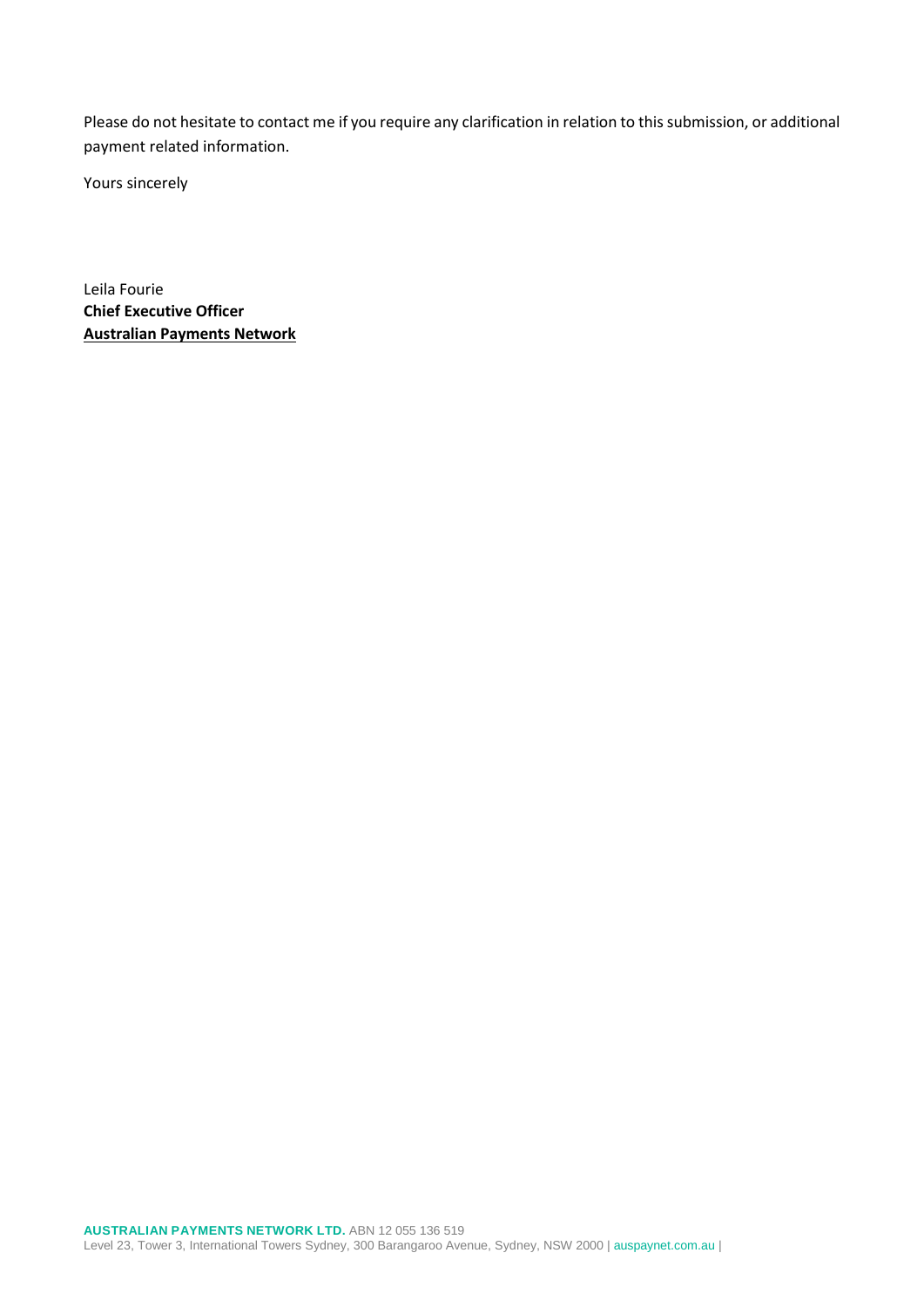Please do not hesitate to contact me if you require any clarification in relation to this submission, or additional payment related information.

Yours sincerely

Leila Fourie
**Chief Executive Officer**
**Australian Payments Network**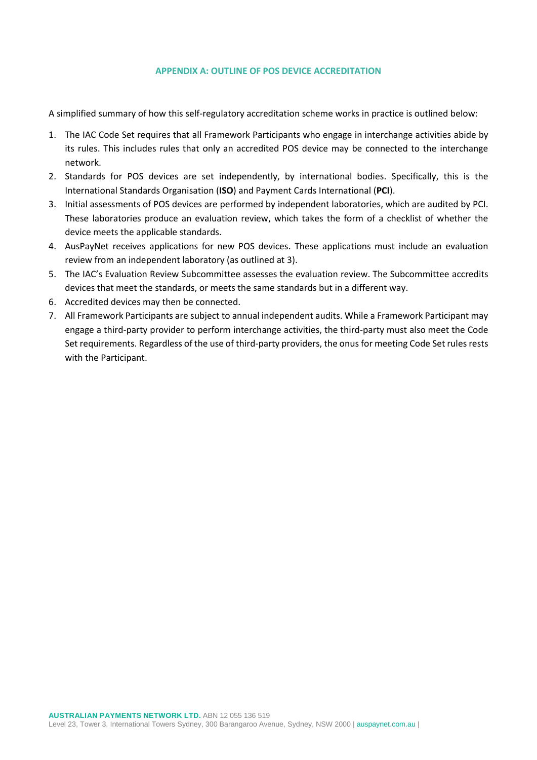## APPENDIX A: OUTLINE OF POS DEVICE ACCREDITATION

A simplified summary of how this self-regulatory accreditation scheme works in practice is outlined below:

1. The IAC Code Set requires that all Framework Participants who engage in interchange activities abide by its rules. This includes rules that only an accredited POS device may be connected to the interchange network.
2. Standards for POS devices are set independently, by international bodies. Specifically, this is the International Standards Organisation (**ISO**) and Payment Cards International (**PCI**).
3. Initial assessments of POS devices are performed by independent laboratories, which are audited by PCI. These laboratories produce an evaluation review, which takes the form of a checklist of whether the device meets the applicable standards.
4. AusPayNet receives applications for new POS devices. These applications must include an evaluation review from an independent laboratory (as outlined at 3).
5. The IAC's Evaluation Review Subcommittee assesses the evaluation review. The Subcommittee accredits devices that meet the standards, or meets the same standards but in a different way.
6. Accredited devices may then be connected.
7. All Framework Participants are subject to annual independent audits. While a Framework Participant may engage a third-party provider to perform interchange activities, the third-party must also meet the Code Set requirements. Regardless of the use of third-party providers, the onus for meeting Code Set rules rests with the Participant.